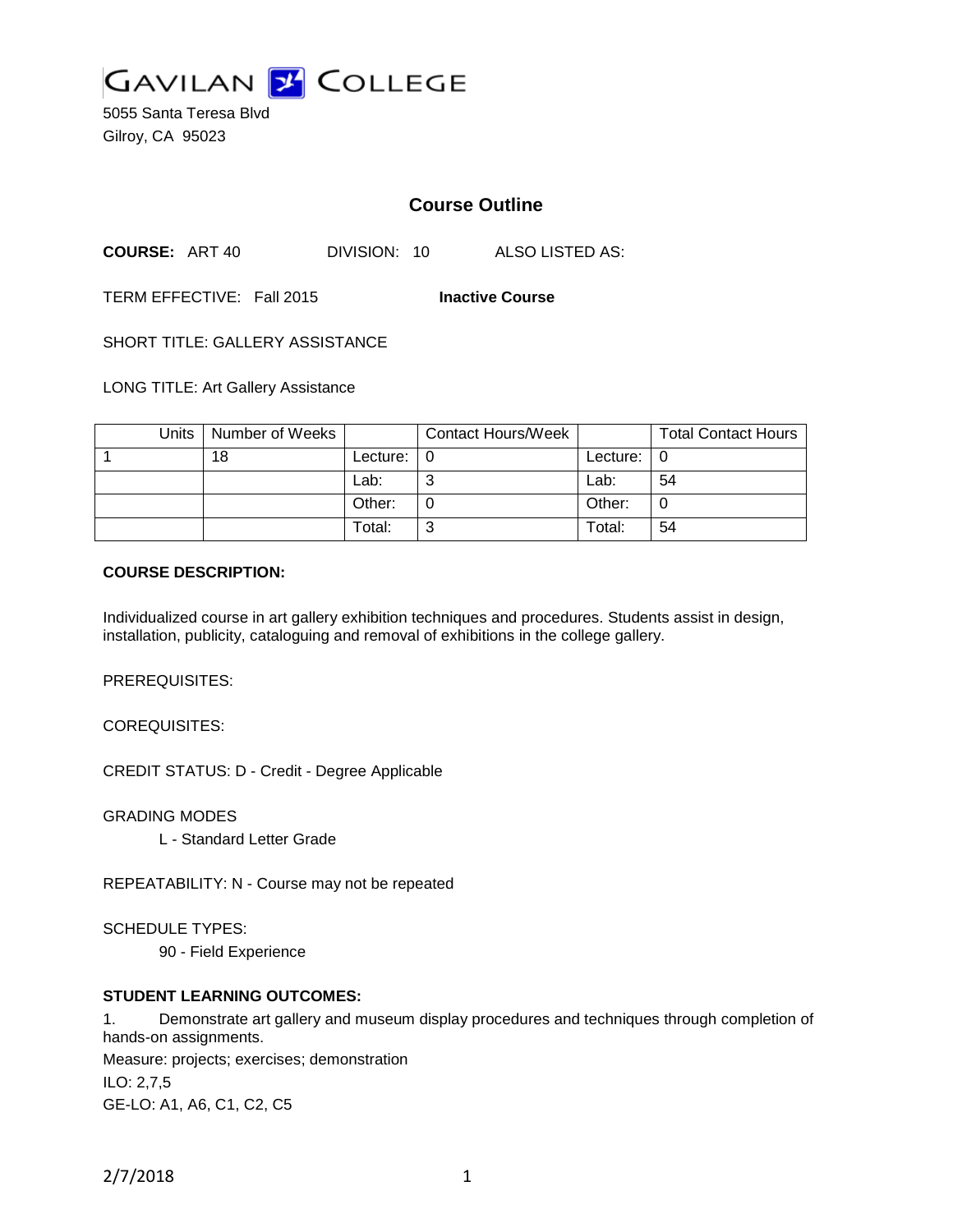GAVILAN COLLEGE

5055 Santa Teresa Blvd
Gilroy, CA 95023

## Course Outline

**COURSE:** ART 40 DIVISION: 10 ALSO LISTED AS:

TERM EFFECTIVE: Fall 2015 **Inactive Course**

SHORT TITLE: GALLERY ASSISTANCE

LONG TITLE: Art Gallery Assistance

| Units | Number of Weeks | | Contact Hours/Week | | Total Contact Hours |
|---|---|---|---|---|---|
| 1 | 18 | Lecture: | 0 | Lecture: | 0 |
| | | Lab: | 3 | Lab: | 54 |
| | | Other: | 0 | Other: | 0 |
| | | Total: | 3 | Total: | 54 |

**COURSE DESCRIPTION:**

Individualized course in art gallery exhibition techniques and procedures. Students assist in design, installation, publicity, cataloguing and removal of exhibitions in the college gallery.

PREREQUISITES:

COREQUISITES:

CREDIT STATUS: D - Credit - Degree Applicable

GRADING MODES

L - Standard Letter Grade

REPEATABILITY: N - Course may not be repeated

SCHEDULE TYPES:

90 - Field Experience

**STUDENT LEARNING OUTCOMES:**

1. Demonstrate art gallery and museum display procedures and techniques through completion of hands-on assignments.

Measure: projects; exercises; demonstration

ILO: 2,7,5

GE-LO: A1, A6, C1, C2, C5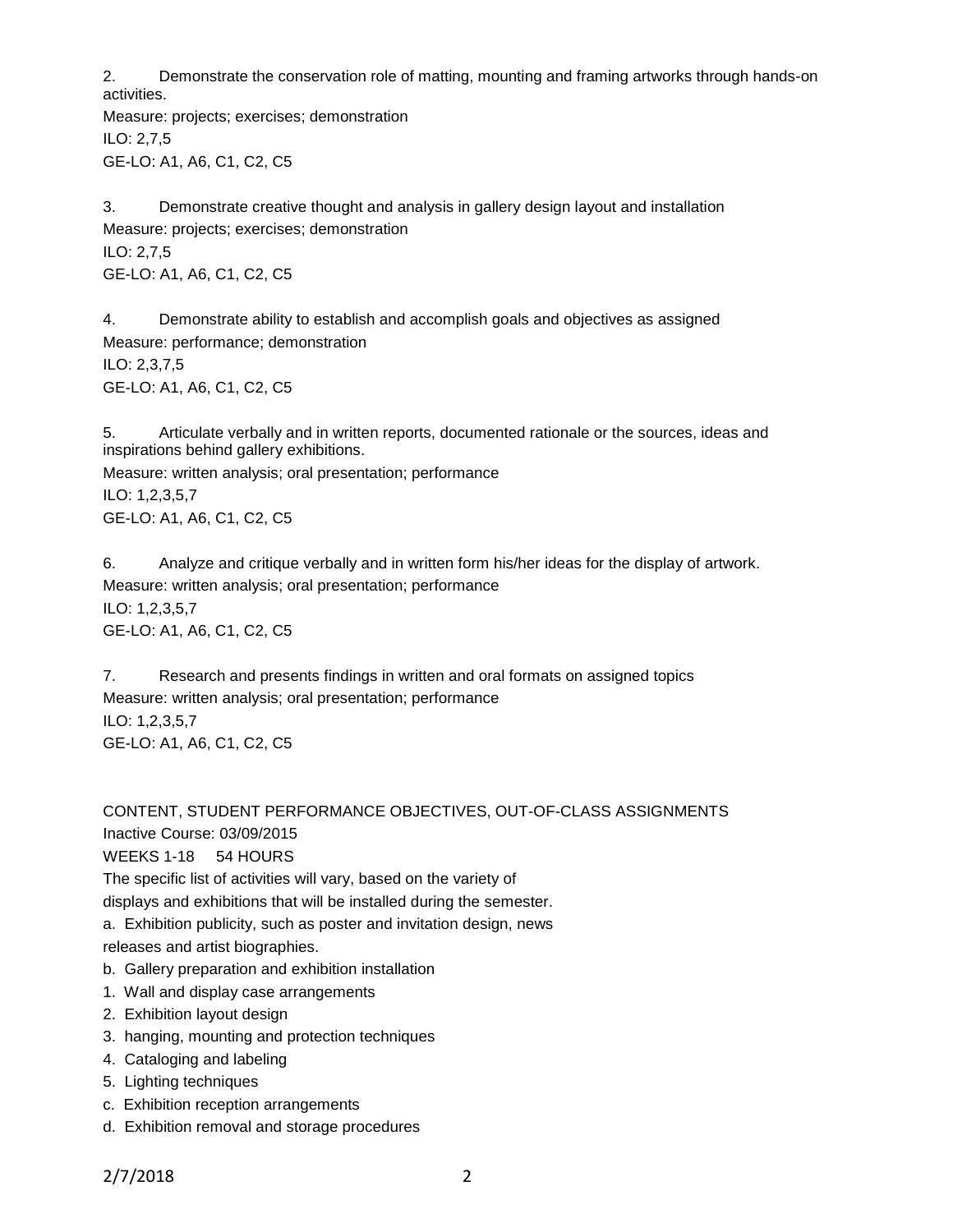2. Demonstrate the conservation role of matting, mounting and framing artworks through hands-on activities.

Measure: projects; exercises; demonstration

ILO: 2,7,5

GE-LO: A1, A6, C1, C2, C5

3. Demonstrate creative thought and analysis in gallery design layout and installation

Measure: projects; exercises; demonstration

ILO: 2,7,5

GE-LO: A1, A6, C1, C2, C5

4. Demonstrate ability to establish and accomplish goals and objectives as assigned

Measure: performance; demonstration

ILO: 2,3,7,5

GE-LO: A1, A6, C1, C2, C5

5. Articulate verbally and in written reports, documented rationale or the sources, ideas and inspirations behind gallery exhibitions.

Measure: written analysis; oral presentation; performance

ILO: 1,2,3,5,7

GE-LO: A1, A6, C1, C2, C5

6. Analyze and critique verbally and in written form his/her ideas for the display of artwork.

Measure: written analysis; oral presentation; performance

ILO: 1,2,3,5,7

GE-LO: A1, A6, C1, C2, C5

7. Research and presents findings in written and oral formats on assigned topics

Measure: written analysis; oral presentation; performance

ILO: 1,2,3,5,7

GE-LO: A1, A6, C1, C2, C5

CONTENT, STUDENT PERFORMANCE OBJECTIVES, OUT-OF-CLASS ASSIGNMENTS

Inactive Course: 03/09/2015

WEEKS 1-18 54 HOURS

The specific list of activities will vary, based on the variety of displays and exhibitions that will be installed during the semester.

a. Exhibition publicity, such as poster and invitation design, news releases and artist biographies.

b. Gallery preparation and exhibition installation

1. Wall and display case arrangements
2. Exhibition layout design
3. hanging, mounting and protection techniques
4. Cataloging and labeling
5. Lighting techniques

c. Exhibition reception arrangements

d. Exhibition removal and storage procedures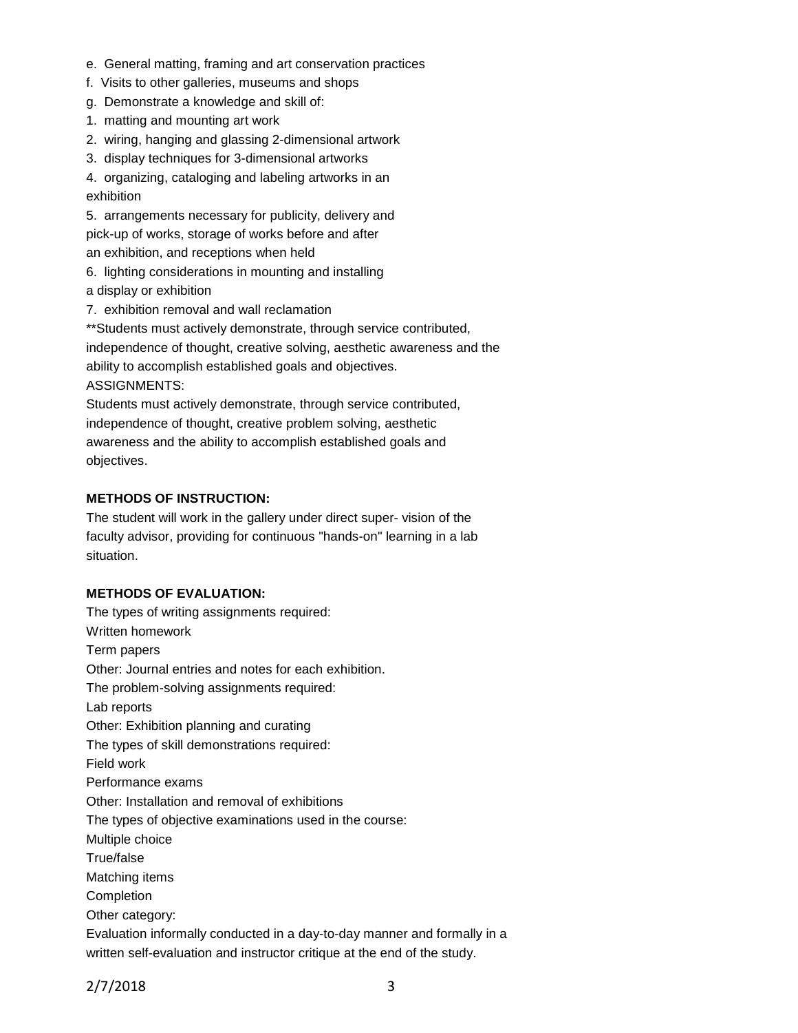e. General matting, framing and art conservation practices

f. Visits to other galleries, museums and shops

g. Demonstrate a knowledge and skill of:

1. matting and mounting art work
2. wiring, hanging and glassing 2-dimensional artwork
3. display techniques for 3-dimensional artworks
4. organizing, cataloging and labeling artworks in an exhibition
5. arrangements necessary for publicity, delivery and pick-up of works, storage of works before and after an exhibition, and receptions when held
6. lighting considerations in mounting and installing a display or exhibition
7. exhibition removal and wall reclamation

**Students must actively demonstrate, through service contributed, independence of thought, creative solving, aesthetic awareness and the ability to accomplish established goals and objectives.

ASSIGNMENTS:

Students must actively demonstrate, through service contributed, independence of thought, creative problem solving, aesthetic awareness and the ability to accomplish established goals and objectives.

**METHODS OF INSTRUCTION:**

The student will work in the gallery under direct super- vision of the faculty advisor, providing for continuous "hands-on" learning in a lab situation.

**METHODS OF EVALUATION:**

The types of writing assignments required:
Written homework
Term papers
Other: Journal entries and notes for each exhibition.
The problem-solving assignments required:
Lab reports
Other: Exhibition planning and curating
The types of skill demonstrations required:
Field work
Performance exams
Other: Installation and removal of exhibitions
The types of objective examinations used in the course:
Multiple choice
True/false
Matching items
Completion
Other category:
Evaluation informally conducted in a day-to-day manner and formally in a written self-evaluation and instructor critique at the end of the study.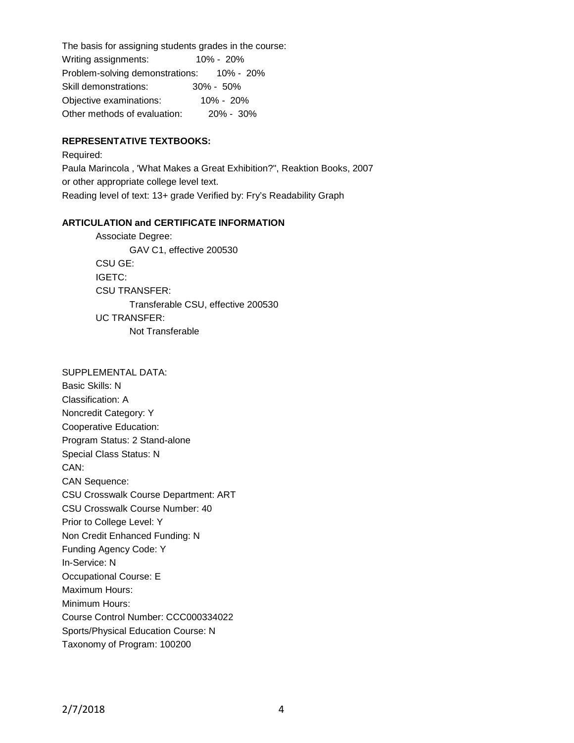The basis for assigning students grades in the course:

| | |
|---|---|
| Writing assignments: | 10% - 20% |
| Problem-solving demonstrations: | 10% - 20% |
| Skill demonstrations: | 30% - 50% |
| Objective examinations: | 10% - 20% |
| Other methods of evaluation: | 20% - 30% |

**REPRESENTATIVE TEXTBOOKS:**

Required:
Paula Marincola , 'What Makes a Great Exhibition?", Reaktion Books, 2007
or other appropriate college level text.
Reading level of text: 13+ grade Verified by: Fry's Readability Graph

**ARTICULATION and CERTIFICATE INFORMATION**

Associate Degree:
GAV C1, effective 200530
CSU GE:
IGETC:
CSU TRANSFER:
Transferable CSU, effective 200530
UC TRANSFER:
Not Transferable

SUPPLEMENTAL DATA:
Basic Skills: N
Classification: A
Noncredit Category: Y
Cooperative Education:
Program Status: 2 Stand-alone
Special Class Status: N
CAN:
CAN Sequence:
CSU Crosswalk Course Department: ART
CSU Crosswalk Course Number: 40
Prior to College Level: Y
Non Credit Enhanced Funding: N
Funding Agency Code: Y
In-Service: N
Occupational Course: E
Maximum Hours:
Minimum Hours:
Course Control Number: CCC000334022
Sports/Physical Education Course: N
Taxonomy of Program: 100200